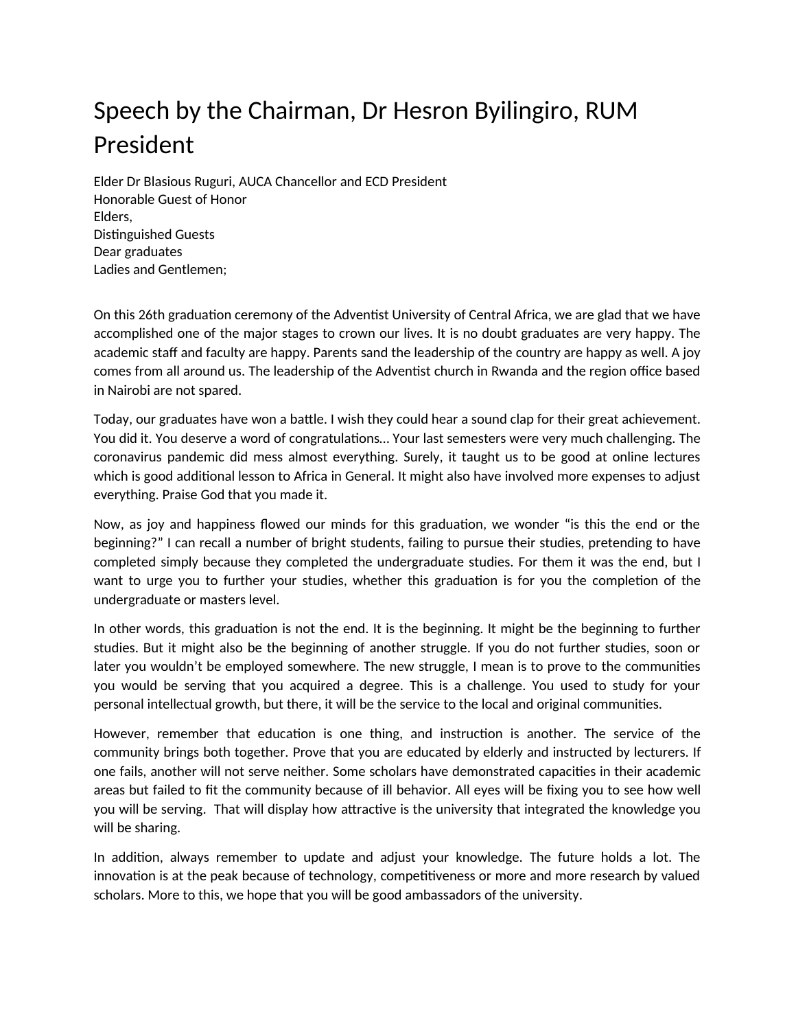# Speech by the Chairman, Dr Hesron Byilingiro, RUM President

Elder Dr Blasious Ruguri, AUCA Chancellor and ECD President
Honorable Guest of Honor
Elders,
Distinguished Guests
Dear graduates
Ladies and Gentlemen;

On this 26th graduation ceremony of the Adventist University of Central Africa, we are glad that we have accomplished one of the major stages to crown our lives. It is no doubt graduates are very happy. The academic staff and faculty are happy. Parents sand the leadership of the country are happy as well. A joy comes from all around us. The leadership of the Adventist church in Rwanda and the region office based in Nairobi are not spared.

Today, our graduates have won a battle. I wish they could hear a sound clap for their great achievement. You did it. You deserve a word of congratulations… Your last semesters were very much challenging. The coronavirus pandemic did mess almost everything. Surely, it taught us to be good at online lectures which is good additional lesson to Africa in General. It might also have involved more expenses to adjust everything. Praise God that you made it.

Now, as joy and happiness flowed our minds for this graduation, we wonder "is this the end or the beginning?" I can recall a number of bright students, failing to pursue their studies, pretending to have completed simply because they completed the undergraduate studies. For them it was the end, but I want to urge you to further your studies, whether this graduation is for you the completion of the undergraduate or masters level.

In other words, this graduation is not the end. It is the beginning. It might be the beginning to further studies. But it might also be the beginning of another struggle. If you do not further studies, soon or later you wouldn't be employed somewhere. The new struggle, I mean is to prove to the communities you would be serving that you acquired a degree. This is a challenge. You used to study for your personal intellectual growth, but there, it will be the service to the local and original communities.

However, remember that education is one thing, and instruction is another. The service of the community brings both together. Prove that you are educated by elderly and instructed by lecturers. If one fails, another will not serve neither. Some scholars have demonstrated capacities in their academic areas but failed to fit the community because of ill behavior. All eyes will be fixing you to see how well you will be serving. That will display how attractive is the university that integrated the knowledge you will be sharing.

In addition, always remember to update and adjust your knowledge. The future holds a lot. The innovation is at the peak because of technology, competitiveness or more and more research by valued scholars. More to this, we hope that you will be good ambassadors of the university.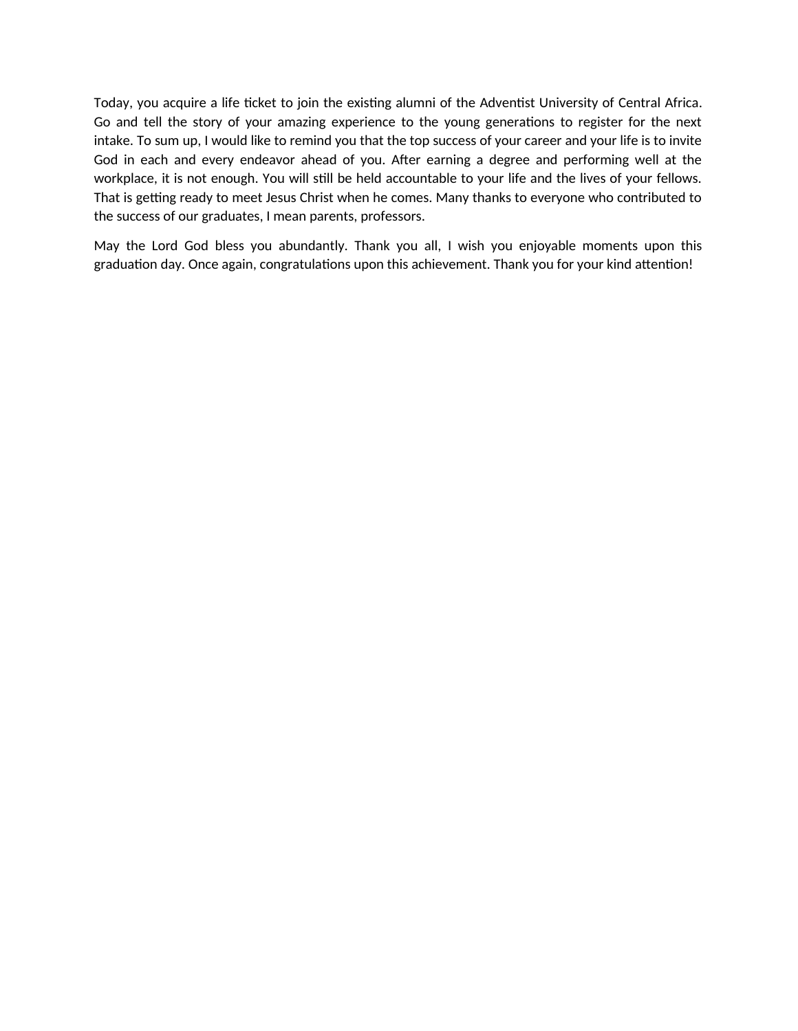Today, you acquire a life ticket to join the existing alumni of the Adventist University of Central Africa. Go and tell the story of your amazing experience to the young generations to register for the next intake. To sum up, I would like to remind you that the top success of your career and your life is to invite God in each and every endeavor ahead of you. After earning a degree and performing well at the workplace, it is not enough. You will still be held accountable to your life and the lives of your fellows. That is getting ready to meet Jesus Christ when he comes. Many thanks to everyone who contributed to the success of our graduates, I mean parents, professors.

May the Lord God bless you abundantly. Thank you all, I wish you enjoyable moments upon this graduation day. Once again, congratulations upon this achievement. Thank you for your kind attention!